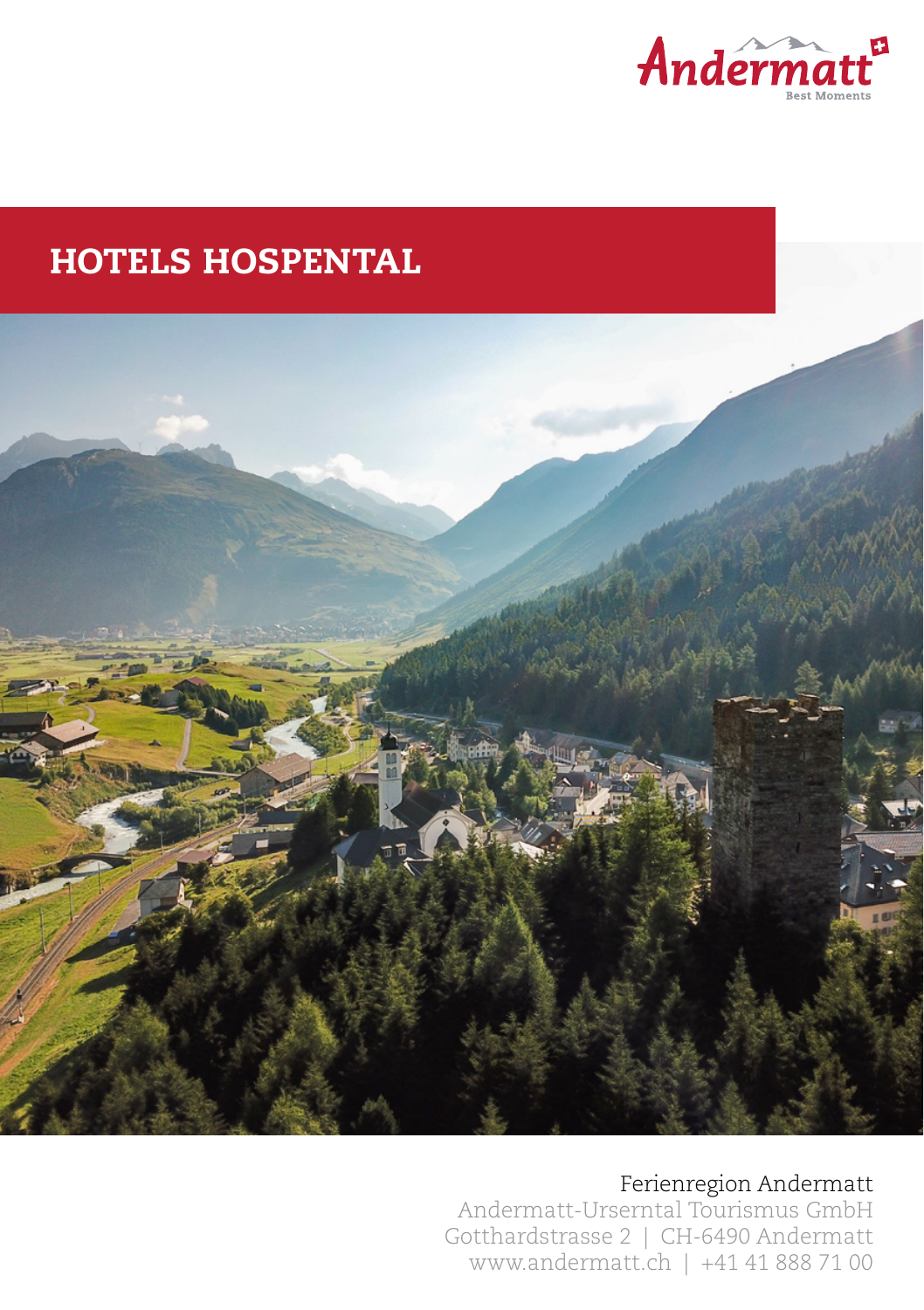Andermatt
Best Moments

# HOTELS HOSPENTAL

Ferienregion Andermatt
Andermatt-Urserntal Tourismus GmbH
Gotthardstrasse 2 | CH-6490 Andermatt
www.andermatt.ch | +41 41 888 71 00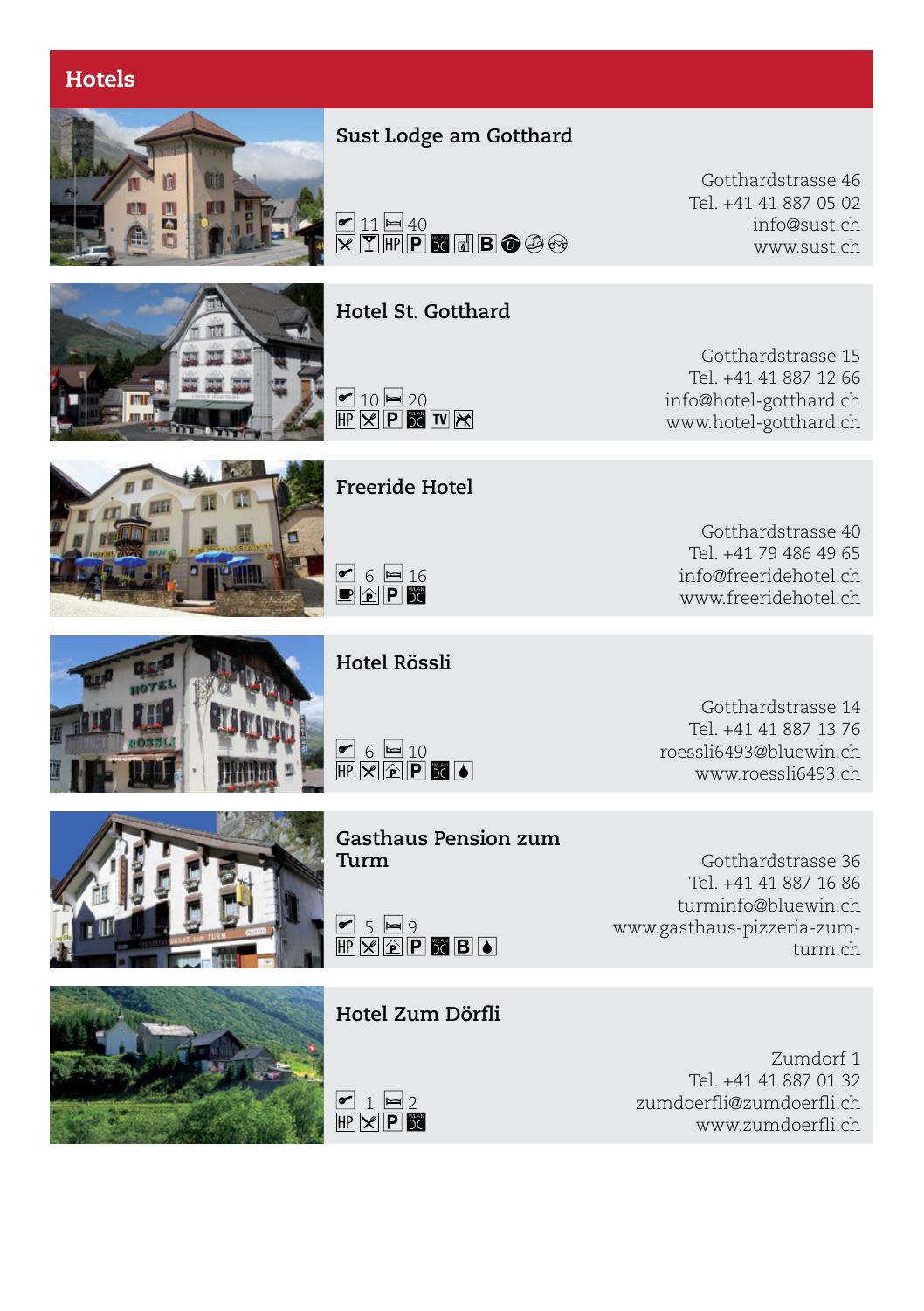## Hotels

### Sust Lodge am Gotthard

11 40

Gotthardstrasse 46
Tel. +41 41 887 05 02
info@sust.ch
www.sust.ch

### Hotel St. Gotthard

10 20

Gotthardstrasse 15
Tel. +41 41 887 12 66
info@hotel-gotthard.ch
www.hotel-gotthard.ch

### Freeride Hotel

6 16

Gotthardstrasse 40
Tel. +41 79 486 49 65
info@freeridehotel.ch
www.freeridehotel.ch

### Hotel Rössli

6 10

Gotthardstrasse 14
Tel. +41 41 887 13 76
roessli6493@bluewin.ch
www.roessli6493.ch

### Gasthaus Pension zum Turm

5 9

Gotthardstrasse 36
Tel. +41 41 887 16 86
turminfo@bluewin.ch
www.gasthaus-pizzeria-zum-turm.ch

### Hotel Zum Dörfli

1 2

Zumdorf 1
Tel. +41 41 887 01 32
zumdoerfli@zumdoerfli.ch
www.zumdoerfli.ch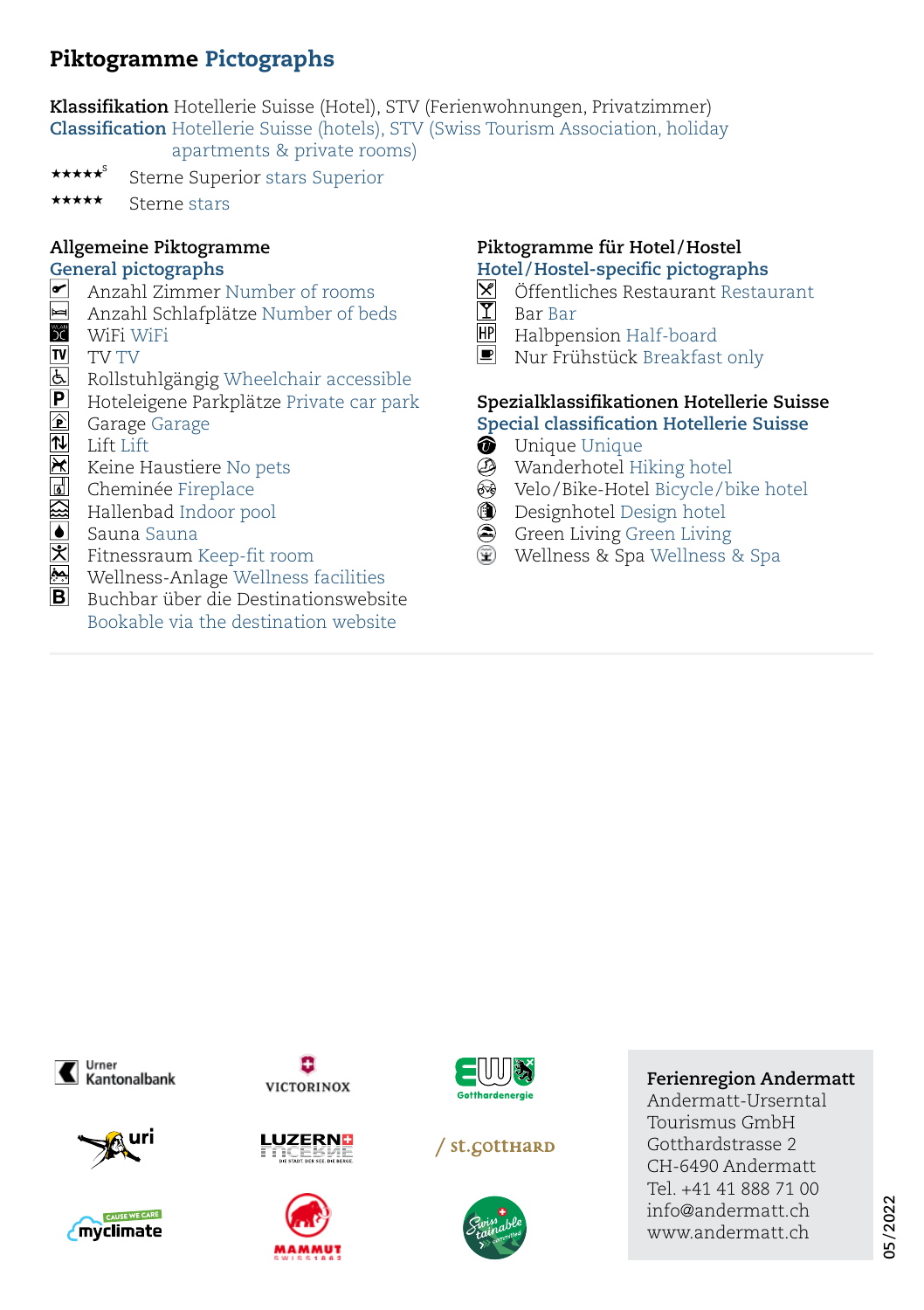# Piktogramme Pictographs

**Klassifikation** Hotellerie Suisse (Hotel), STV (Ferienwohnungen, Privatzimmer)
**Classification** Hotellerie Suisse (hotels), STV (Swiss Tourism Association, holiday apartments & private rooms)

- ★★★★★S Sterne Superior stars Superior
- ★★★★★ Sterne stars

## Allgemeine Piktogramme
## General pictographs

- Anzahl Zimmer Number of rooms
- Anzahl Schlafplätze Number of beds
- WiFi WiFi
- TV TV
- Rollstuhlgängig Wheelchair accessible
- Hoteleigene Parkplätze Private car park
- Garage Garage
- Lift Lift
- Keine Haustiere No pets
- Cheminée Fireplace
- Hallenbad Indoor pool
- Sauna Sauna
- Fitnessraum Keep-fit room
- Wellness-Anlage Wellness facilities
- Buchbar über die Destinationswebsite Bookable via the destination website

## Piktogramme für Hotel/Hostel
## Hotel/Hostel-specific pictographs

- Öffentliches Restaurant Restaurant
- Bar Bar
- Halbpension Half-board
- Nur Frühstück Breakfast only

## Spezialklassifikationen Hotellerie Suisse
## Special classification Hotellerie Suisse

- Unique Unique
- Wanderhotel Hiking hotel
- Velo/Bike-Hotel Bicycle/bike hotel
- Designhotel Design hotel
- Green Living Green Living
- Wellness & Spa Wellness & Spa

Urner Kantonalbank
VICTORINOX
EWG Gotthardenergie
uri
LUZERN
/ st.gotthard
myclimate CAUSE WE CARE
MAMMUT SWISS 1862
Swisstainable

**Ferienregion Andermatt**
Andermatt-Urserntal Tourismus GmbH
Gotthardstrasse 2
CH-6490 Andermatt
Tel. +41 41 888 71 00
info@andermatt.ch
www.andermatt.ch

05/2022